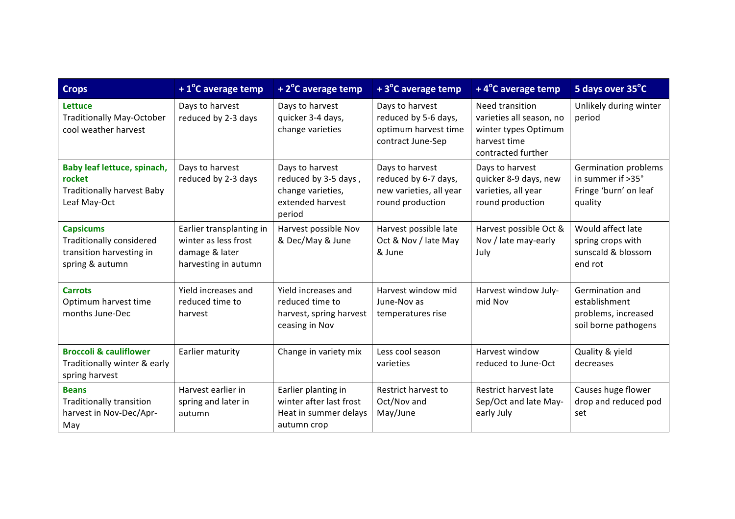| Crops | + 1°C average temp | + 2°C average temp | + 3°C average temp | + 4°C average temp | 5 days over 35°C |
|---|---|---|---|---|---|
| **Lettuce** Traditionally May-October cool weather harvest | Days to harvest reduced by 2-3 days | Days to harvest quicker 3-4 days, change varieties | Days to harvest reduced by 5-6 days, optimum harvest time contract June-Sep | Need transition varieties all season, no winter types Optimum harvest time contracted further | Unlikely during winter period |
| **Baby leaf lettuce, spinach, rocket** Traditionally harvest Baby Leaf May-Oct | Days to harvest reduced by 2-3 days | Days to harvest reduced by 3-5 days , change varieties, extended harvest period | Days to harvest reduced by 6-7 days, new varieties, all year round production | Days to harvest quicker 8-9 days, new varieties, all year round production | Germination problems in summer if >35° Fringe 'burn' on leaf quality |
| **Capsicums** Traditionally considered transition harvesting in spring & autumn | Earlier transplanting in winter as less frost damage & later harvesting in autumn | Harvest possible Nov & Dec/May & June | Harvest possible late Oct & Nov / late May & June | Harvest possible Oct & Nov / late may-early July | Would affect late spring crops with sunscald & blossom end rot |
| **Carrots** Optimum harvest time months June-Dec | Yield increases and reduced time to harvest | Yield increases and reduced time to harvest, spring harvest ceasing in Nov | Harvest window mid June-Nov as temperatures rise | Harvest window July-mid Nov | Germination and establishment problems, increased soil borne pathogens |
| **Broccoli & cauliflower** Traditionally winter & early spring harvest | Earlier maturity | Change in variety mix | Less cool season varieties | Harvest window reduced to June-Oct | Quality & yield decreases |
| **Beans** Traditionally transition harvest in Nov-Dec/Apr-May | Harvest earlier in spring and later in autumn | Earlier planting in winter after last frost Heat in summer delays autumn crop | Restrict harvest to Oct/Nov and May/June | Restrict harvest late Sep/Oct and late May-early July | Causes huge flower drop and reduced pod set |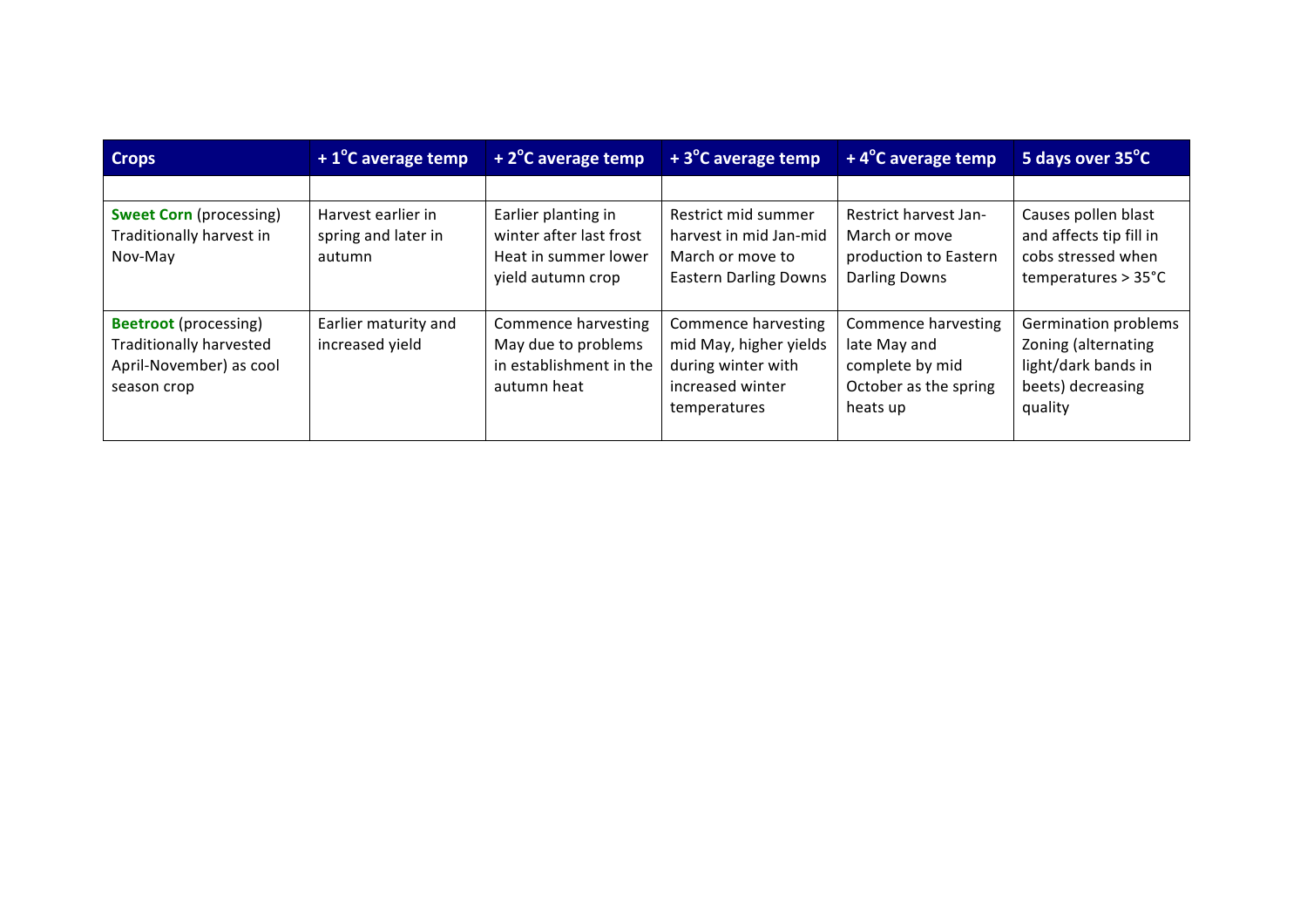| Crops | + 1°C average temp | + 2°C average temp | + 3°C average temp | + 4°C average temp | 5 days over 35°C |
|---|---|---|---|---|---|
| | | | | | |
| **Sweet Corn** (processing) Traditionally harvest in Nov-May | Harvest earlier in spring and later in autumn | Earlier planting in winter after last frost Heat in summer lower yield autumn crop | Restrict mid summer harvest in mid Jan-mid March or move to Eastern Darling Downs | Restrict harvest Jan-March or move production to Eastern Darling Downs | Causes pollen blast and affects tip fill in cobs stressed when temperatures > 35°C |
| **Beetroot** (processing) Traditionally harvested April-November) as cool season crop | Earlier maturity and increased yield | Commence harvesting May due to problems in establishment in the autumn heat | Commence harvesting mid May, higher yields during winter with increased winter temperatures | Commence harvesting late May and complete by mid October as the spring heats up | Germination problems Zoning (alternating light/dark bands in beets) decreasing quality |